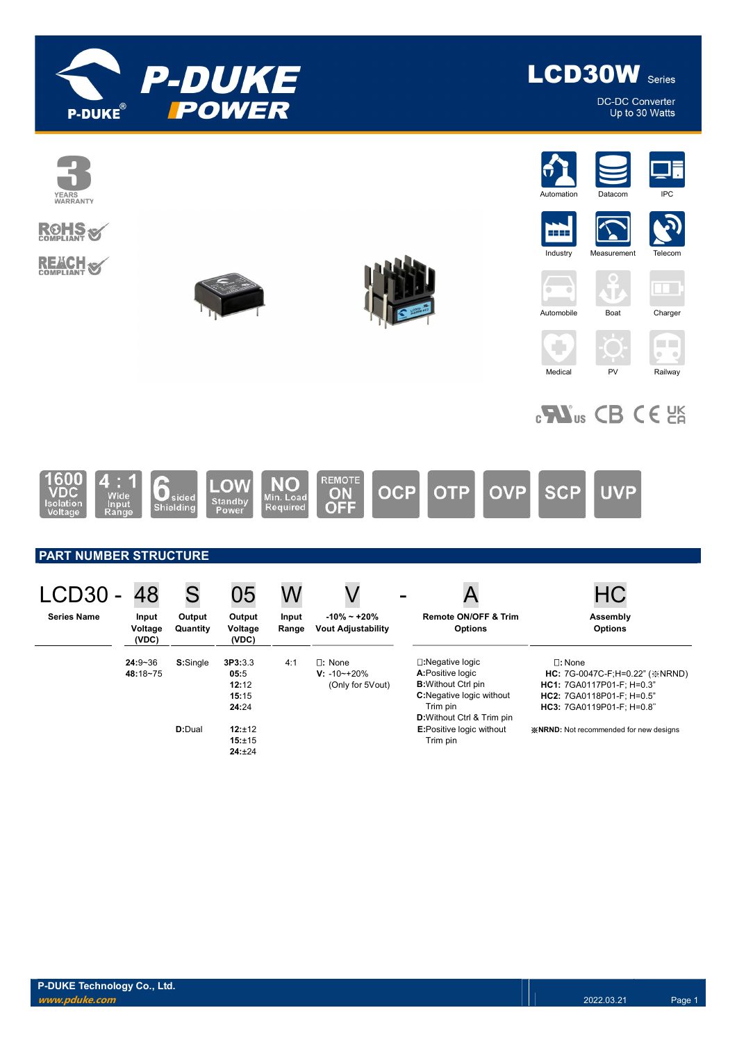# P-DUKE POWER

## LCD30W Series

DC-DC Converter
Up to 30 Watts

3 YEARS WARRANTY

RoHS COMPLIANT

REACH COMPLIANT

Automation | Datacom | IPC | Industry | Measurement | Telecom | Automobile | Boat | Charger | Medical | PV | Railway

1600 VDC Isolation Voltage | 4 : 1 Wide Input Range | 6 sided Shielding | LOW Standby Power | NO Min. Load Required | REMOTE ON OFF | OCP | OTP | OVP | SCP | UVP

## PART NUMBER STRUCTURE

| LCD30 - | 48 | S | 05 | W | V | - | A | HC |
|---|---|---|---|---|---|---|---|---|
| Series Name | Input Voltage (VDC) | Output Quantity | Output Voltage (VDC) | Input Range | -10% ~ +20% Vout Adjustability | | Remote ON/OFF & Trim Options | Assembly Options |
| | **24:**9~36<br>**48:**18~75 | **S:**Single | **3P3:**3.3<br>**05:**5<br>**12:**12<br>**15:**15<br>**24:**24 | 4:1 | □: None<br>**V:** -10~+20% (Only for 5Vout) | | □:Negative logic<br>**A:**Positive logic<br>**B:**Without Ctrl pin<br>**C:**Negative logic without Trim pin<br>**D:**Without Ctrl & Trim pin<br>**E:**Positive logic without Trim pin | □: None<br>**HC:** 7G-0047C-F;H=0.22" (※NRND)<br>**HC1:** 7GA0117P01-F; H=0.3"<br>**HC2:** 7GA0118P01-F; H=0.5"<br>**HC3:** 7GA0119P01-F; H=0.8" |
| | | **D:**Dual | **12:**±12<br>**15:**±15<br>**24:**±24 | | | | | |

※**NRND:** Not recommended for new designs

**P-DUKE Technology Co., Ltd.**
*www.pduke.com*

2022.03.21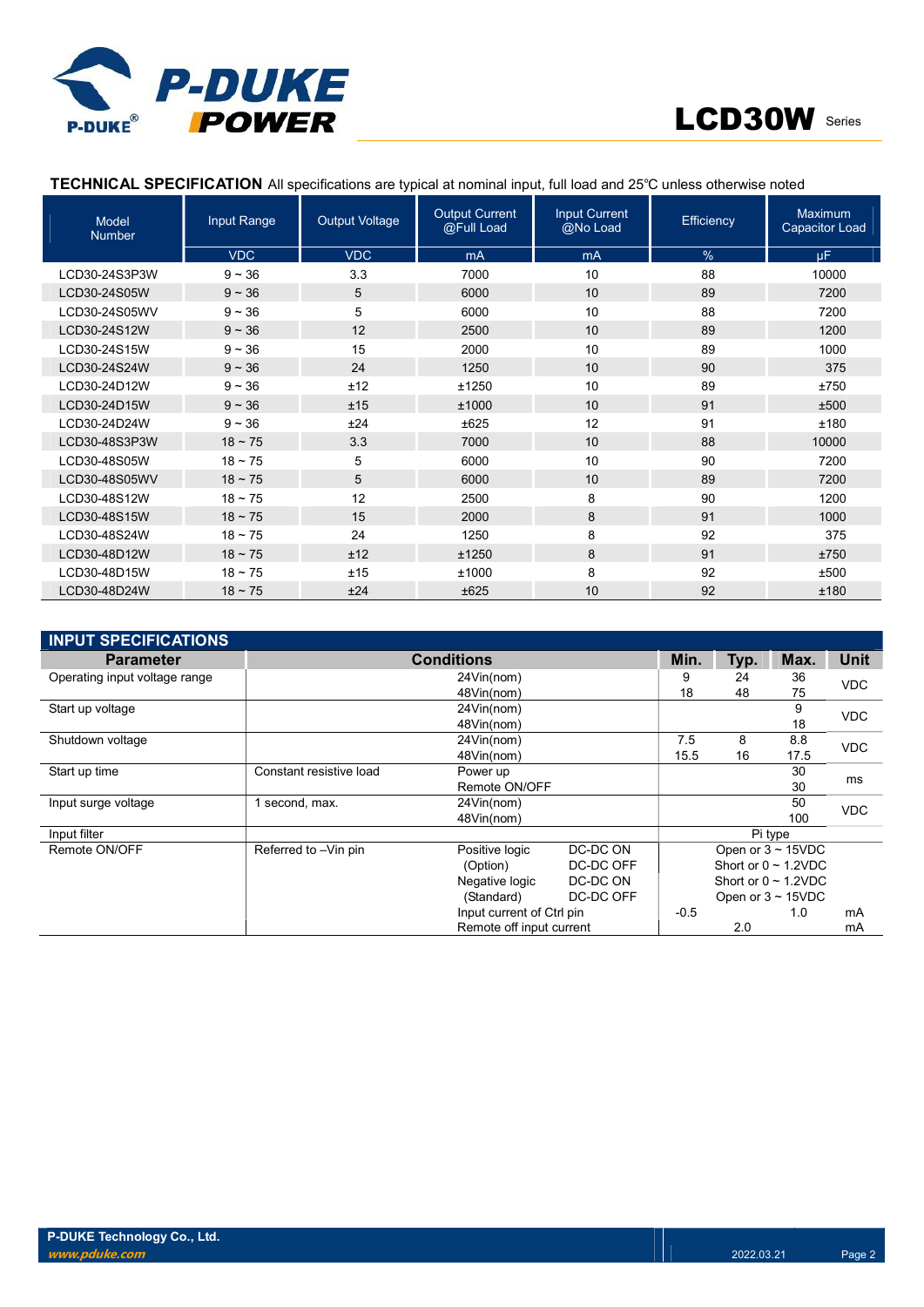## TECHNICAL SPECIFICATION

All specifications are typical at nominal input, full load and 25℃ unless otherwise noted

| Model Number | Input Range | Output Voltage | Output Current @Full Load | Input Current @No Load | Efficiency | Maximum Capacitor Load |
|---|---|---|---|---|---|---|
| | VDC | VDC | mA | mA | % | μF |
| LCD30-24S3P3W | 9 ~ 36 | 3.3 | 7000 | 10 | 88 | 10000 |
| LCD30-24S05W | 9 ~ 36 | 5 | 6000 | 10 | 89 | 7200 |
| LCD30-24S05WV | 9 ~ 36 | 5 | 6000 | 10 | 88 | 7200 |
| LCD30-24S12W | 9 ~ 36 | 12 | 2500 | 10 | 89 | 1200 |
| LCD30-24S15W | 9 ~ 36 | 15 | 2000 | 10 | 89 | 1000 |
| LCD30-24S24W | 9 ~ 36 | 24 | 1250 | 10 | 90 | 375 |
| LCD30-24D12W | 9 ~ 36 | ±12 | ±1250 | 10 | 89 | ±750 |
| LCD30-24D15W | 9 ~ 36 | ±15 | ±1000 | 10 | 91 | ±500 |
| LCD30-24D24W | 9 ~ 36 | ±24 | ±625 | 12 | 91 | ±180 |
| LCD30-48S3P3W | 18 ~ 75 | 3.3 | 7000 | 10 | 88 | 10000 |
| LCD30-48S05W | 18 ~ 75 | 5 | 6000 | 10 | 90 | 7200 |
| LCD30-48S05WV | 18 ~ 75 | 5 | 6000 | 10 | 89 | 7200 |
| LCD30-48S12W | 18 ~ 75 | 12 | 2500 | 8 | 90 | 1200 |
| LCD30-48S15W | 18 ~ 75 | 15 | 2000 | 8 | 91 | 1000 |
| LCD30-48S24W | 18 ~ 75 | 24 | 1250 | 8 | 92 | 375 |
| LCD30-48D12W | 18 ~ 75 | ±12 | ±1250 | 8 | 91 | ±750 |
| LCD30-48D15W | 18 ~ 75 | ±15 | ±1000 | 8 | 92 | ±500 |
| LCD30-48D24W | 18 ~ 75 | ±24 | ±625 | 10 | 92 | ±180 |

## INPUT SPECIFICATIONS

| Parameter | Conditions | | | Min. | Typ. | Max. | Unit |
|---|---|---|---|---|---|---|---|
| Operating input voltage range | | 24Vin(nom) | | 9 | 24 | 36 | VDC |
| | | 48Vin(nom) | | 18 | 48 | 75 | |
| Start up voltage | | 24Vin(nom) | | | | 9 | VDC |
| | | 48Vin(nom) | | | | 18 | |
| Shutdown voltage | | 24Vin(nom) | | 7.5 | 8 | 8.8 | VDC |
| | | 48Vin(nom) | | 15.5 | 16 | 17.5 | |
| Start up time | Constant resistive load | Power up | | | | 30 | ms |
| | | Remote ON/OFF | | | | 30 | |
| Input surge voltage | 1 second, max. | 24Vin(nom) | | | | 50 | VDC |
| | | 48Vin(nom) | | | | 100 | |
| Input filter | | | | Pi type | | | |
| Remote ON/OFF | Referred to –Vin pin | Positive logic | DC-DC ON | Open or 3 ~ 15VDC | | | |
| | | (Option) | DC-DC OFF | Short or 0 ~ 1.2VDC | | | |
| | | Negative logic | DC-DC ON | Short or 0 ~ 1.2VDC | | | |
| | | (Standard) | DC-DC OFF | Open or 3 ~ 15VDC | | | |
| | | Input current of Ctrl pin | | -0.5 | | 1.0 | mA |
| | | Remote off input current | | | 2.0 | | mA |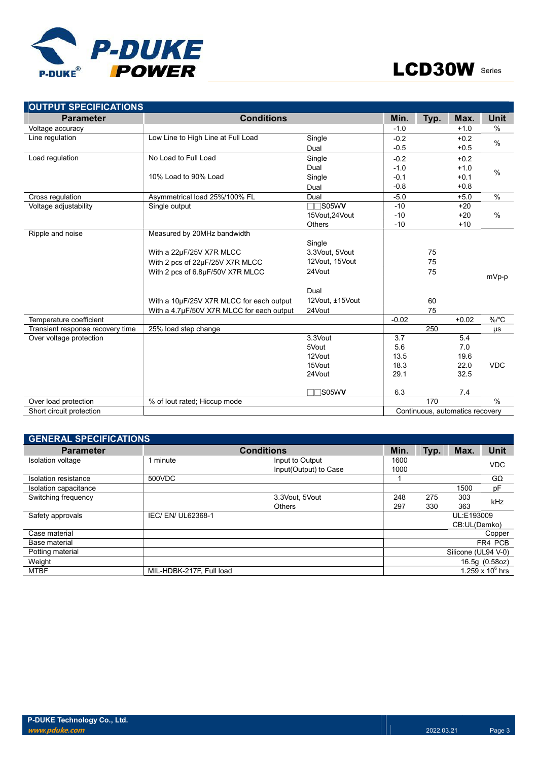## OUTPUT SPECIFICATIONS

| Parameter | Conditions | | Min. | Typ. | Max. | Unit |
|---|---|---|---|---|---|---|
| Voltage accuracy | | | -1.0 | | +1.0 | % |
| Line regulation | Low Line to High Line at Full Load | Single | -0.2 | | +0.2 | % |
| | | Dual | -0.5 | | +0.5 | |
| Load regulation | No Load to Full Load | Single | -0.2 | | +0.2 | % |
| | | Dual | -1.0 | | +1.0 | |
| | 10% Load to 90% Load | Single | -0.1 | | +0.1 | |
| | | Dual | -0.8 | | +0.8 | |
| Cross regulation | Asymmetrical load 25%/100% FL | Dual | -5.0 | | +5.0 | % |
| Voltage adjustability | Single output | □□S05W**V** | -10 | | +20 | % |
| | | 15Vout,24Vout | -10 | | +20 | |
| | | Others | -10 | | +10 | |
| Ripple and noise | Measured by 20MHz bandwidth | | | | | mVp-p |
| | | Single | | | | |
| | With a 22µF/25V X7R MLCC | 3.3Vout, 5Vout | | 75 | | |
| | With 2 pcs of 22µF/25V X7R MLCC | 12Vout, 15Vout | | 75 | | |
| | With 2 pcs of 6.8µF/50V X7R MLCC | 24Vout | | 75 | | |
| | | Dual | | | | |
| | With a 10µF/25V X7R MLCC for each output | 12Vout, ±15Vout | | 60 | | |
| | With a 4.7µF/50V X7R MLCC for each output | 24Vout | | 75 | | |
| Temperature coefficient | | | -0.02 | | +0.02 | %/°C |
| Transient response recovery time | 25% load step change | | | 250 | | µs |
| Over voltage protection | | 3.3Vout | 3.7 | | 5.4 | VDC |
| | | 5Vout | 5.6 | | 7.0 | |
| | | 12Vout | 13.5 | | 19.6 | |
| | | 15Vout | 18.3 | | 22.0 | |
| | | 24Vout | 29.1 | | 32.5 | |
| | | □□S05W**V** | 6.3 | | 7.4 | |
| Over load protection | % of Iout rated; Hiccup mode | | | 170 | | % |
| Short circuit protection | | | Continuous, automatics recovery | | | |

## GENERAL SPECIFICATIONS

| Parameter | Conditions | | Min. | Typ. | Max. | Unit |
|---|---|---|---|---|---|---|
| Isolation voltage | 1 minute | Input to Output | 1600 | | | VDC |
| | | Input(Output) to Case | 1000 | | | |
| Isolation resistance | 500VDC | | 1 | | | GΩ |
| Isolation capacitance | | | | | 1500 | pF |
| Switching frequency | | 3.3Vout, 5Vout | 248 | 275 | 303 | kHz |
| | | Others | 297 | 330 | 363 | |
| Safety approvals | IEC/ EN/ UL62368-1 | | UL:E193009<br>CB:UL(Demko) | | | |
| Case material | | | Copper | | | |
| Base material | | | FR4 PCB | | | |
| Potting material | | | Silicone (UL94 V-0) | | | |
| Weight | | | 16.5g (0.58oz) | | | |
| MTBF | MIL-HDBK-217F, Full load | | $1.259 \times 10^{6}$ hrs | | | |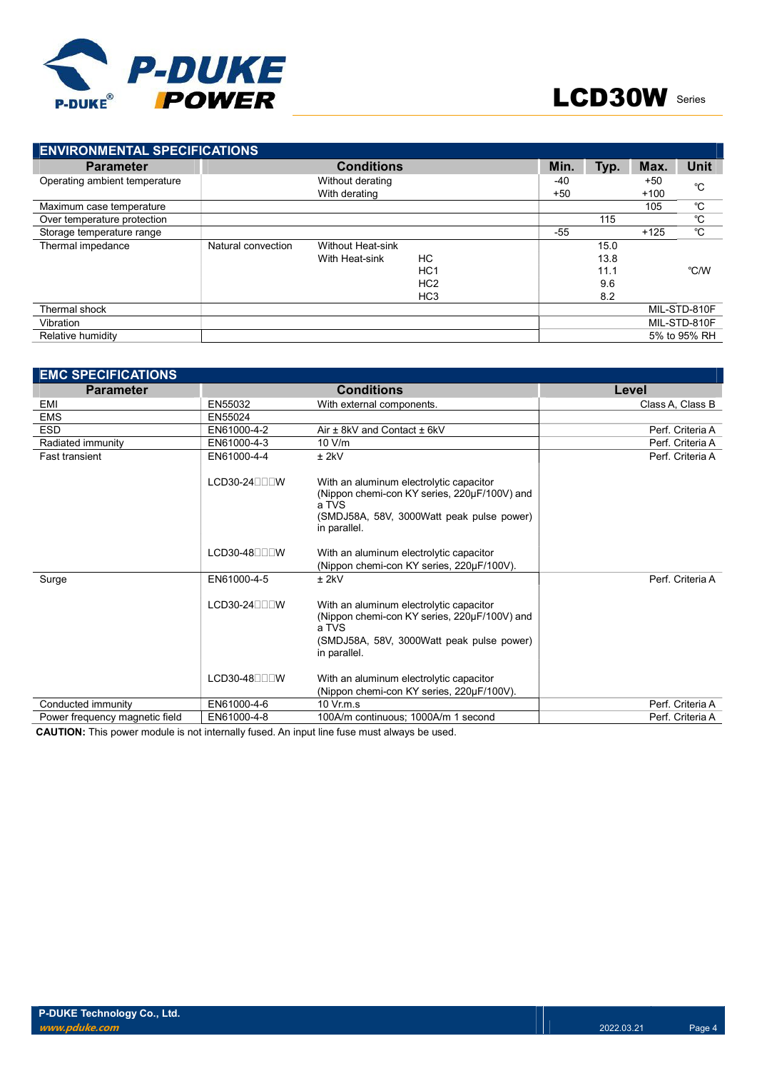## ENVIRONMENTAL SPECIFICATIONS

| Parameter | Conditions | | | Min. | Typ. | Max. | Unit |
|---|---|---|---|---|---|---|---|
| Operating ambient temperature | | Without derating | | -40 | | +50 | ℃ |
| | | With derating | | +50 | | +100 | ℃ |
| Maximum case temperature | | | | | | 105 | ℃ |
| Over temperature protection | | | | | 115 | | ℃ |
| Storage temperature range | | | | -55 | | +125 | ℃ |
| Thermal impedance | Natural convection | Without Heat-sink | | | 15.0 | | ℃/W |
| | | With Heat-sink | HC | | 13.8 | | |
| | | | HC1 | | 11.1 | | |
| | | | HC2 | | 9.6 | | |
| | | | HC3 | | 8.2 | | |
| Thermal shock | | | | MIL-STD-810F | | | |
| Vibration | | | | MIL-STD-810F | | | |
| Relative humidity | | | | 5% to 95% RH | | | |

## EMC SPECIFICATIONS

| Parameter | Conditions | | Level |
|---|---|---|---|
| EMI | EN55032 | With external components. | Class A, Class B |
| EMS | EN55024 | | |
| ESD | EN61000-4-2 | Air ± 8kV and Contact ± 6kV | Perf. Criteria A |
| Radiated immunity | EN61000-4-3 | 10 V/m | Perf. Criteria A |
| Fast transient | EN61000-4-4 | ± 2kV | Perf. Criteria A |
| | LCD30-24□□□W | With an aluminum electrolytic capacitor (Nippon chemi-con KY series, 220µF/100V) and a TVS (SMDJ58A, 58V, 3000Watt peak pulse power) in parallel. | |
| | LCD30-48□□□W | With an aluminum electrolytic capacitor (Nippon chemi-con KY series, 220µF/100V). | |
| Surge | EN61000-4-5 | ± 2kV | Perf. Criteria A |
| | LCD30-24□□□W | With an aluminum electrolytic capacitor (Nippon chemi-con KY series, 220µF/100V) and a TVS (SMDJ58A, 58V, 3000Watt peak pulse power) in parallel. | |
| | LCD30-48□□□W | With an aluminum electrolytic capacitor (Nippon chemi-con KY series, 220µF/100V). | |
| Conducted immunity | EN61000-4-6 | 10 Vr.m.s | Perf. Criteria A |
| Power frequency magnetic field | EN61000-4-8 | 100A/m continuous; 1000A/m 1 second | Perf. Criteria A |

**CAUTION:** This power module is not internally fused. An input line fuse must always be used.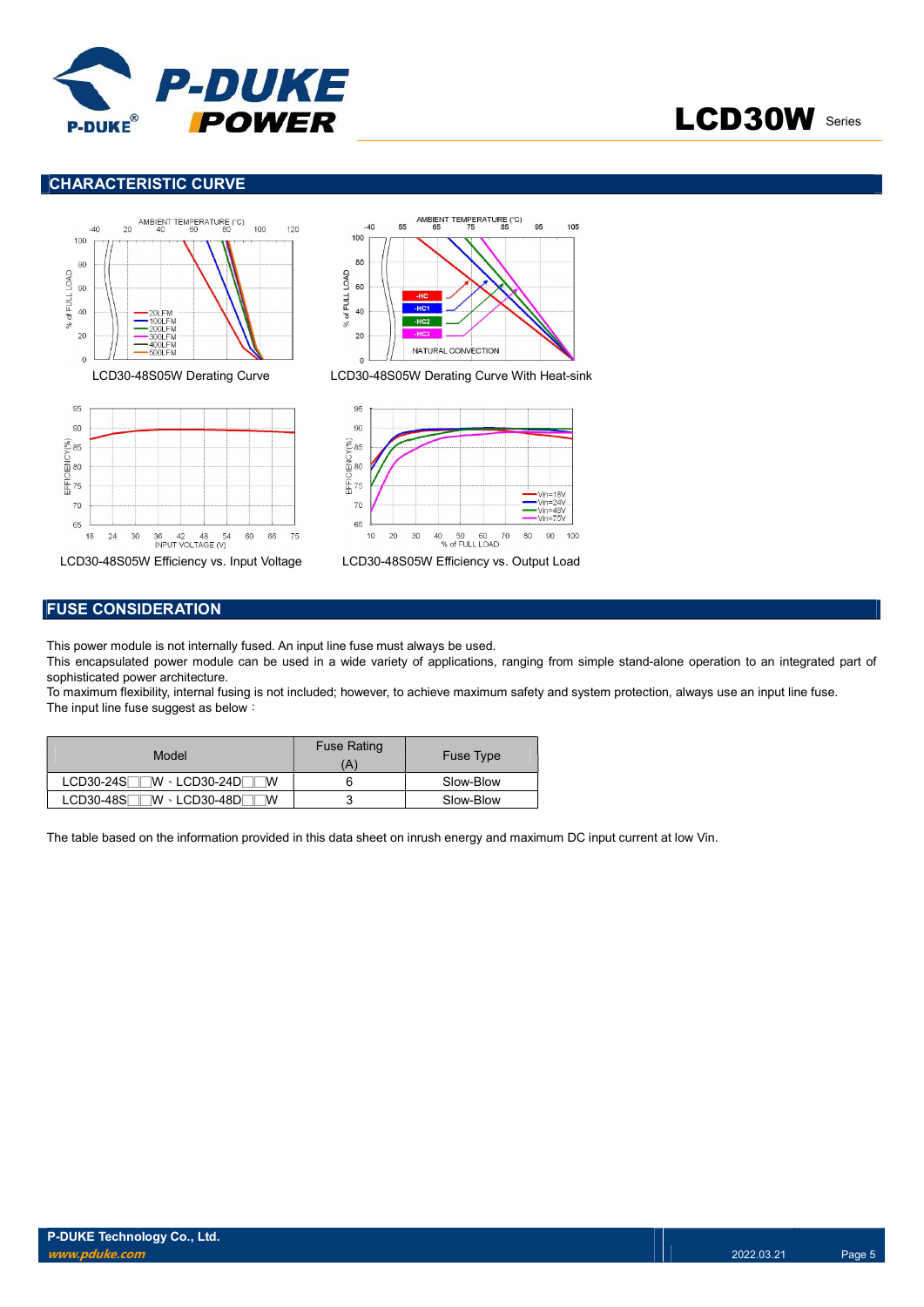## CHARACTERISTIC CURVE

LCD30-48S05W Derating Curve

LCD30-48S05W Derating Curve With Heat-sink

LCD30-48S05W Efficiency vs. Input Voltage

LCD30-48S05W Efficiency vs. Output Load

## FUSE CONSIDERATION

This power module is not internally fused. An input line fuse must always be used.

This encapsulated power module can be used in a wide variety of applications, ranging from simple stand-alone operation to an integrated part of sophisticated power architecture.

To maximum flexibility, internal fusing is not included; however, to achieve maximum safety and system protection, always use an input line fuse.

The input line fuse suggest as below：

| Model | Fuse Rating (A) | Fuse Type |
|---|---|---|
| LCD30-24S□□W、LCD30-24D□□W | 6 | Slow-Blow |
| LCD30-48S□□W、LCD30-48D□□W | 3 | Slow-Blow |

The table based on the information provided in this data sheet on inrush energy and maximum DC input current at low Vin.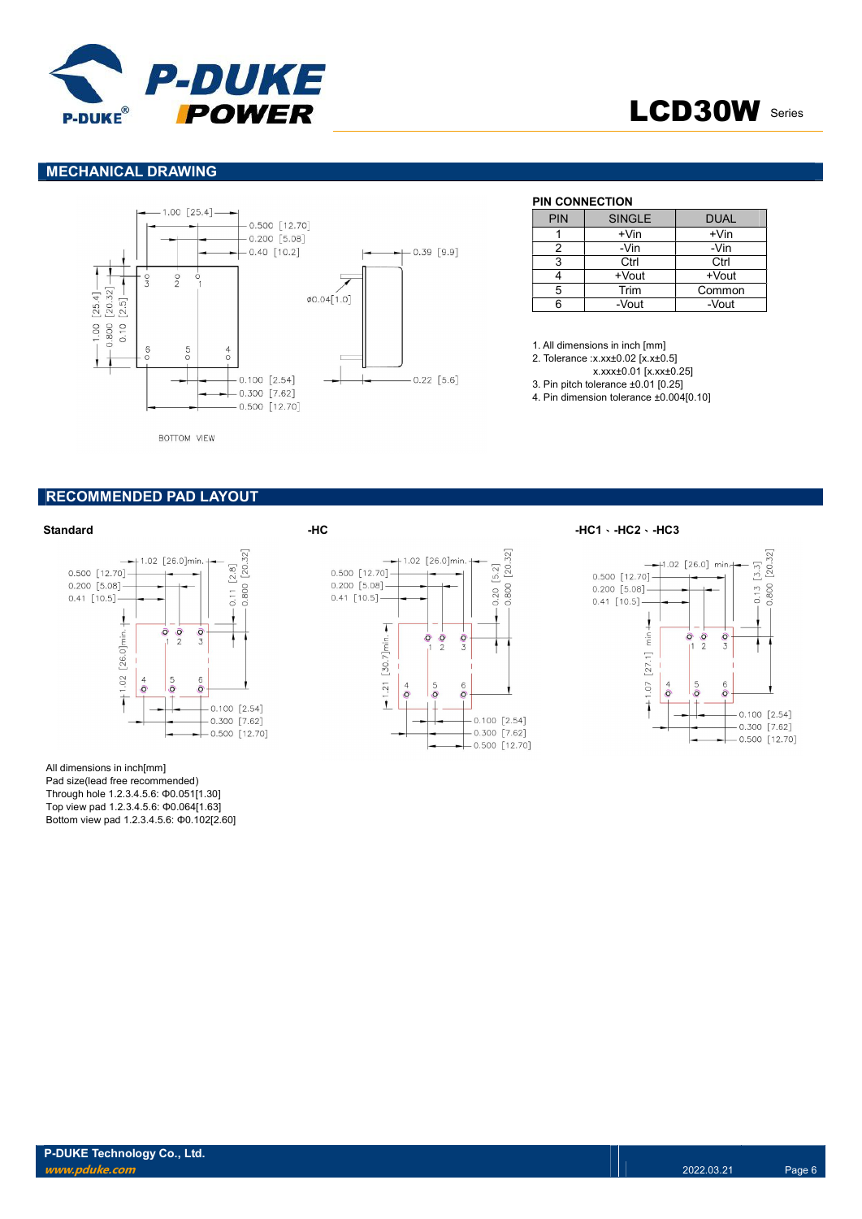## MECHANICAL DRAWING

BOTTOM VIEW

**PIN CONNECTION**

| PIN | SINGLE | DUAL |
|---|---|---|
| 1 | +Vin | +Vin |
| 2 | -Vin | -Vin |
| 3 | Ctrl | Ctrl |
| 4 | +Vout | +Vout |
| 5 | Trim | Common |
| 6 | -Vout | -Vout |

1. All dimensions in inch [mm]
2. Tolerance :x.xx±0.02 [x.x±0.5]
   x.xxx±0.01 [x.xx±0.25]
3. Pin pitch tolerance ±0.01 [0.25]
4. Pin dimension tolerance ±0.004[0.10]

## RECOMMENDED PAD LAYOUT

**Standard**

**-HC**

**-HC1、-HC2、-HC3**

All dimensions in inch[mm]
Pad size(lead free recommended)
Through hole 1.2.3.4.5.6: Φ0.051[1.30]
Top view pad 1.2.3.4.5.6: Φ0.064[1.63]
Bottom view pad 1.2.3.4.5.6: Φ0.102[2.60]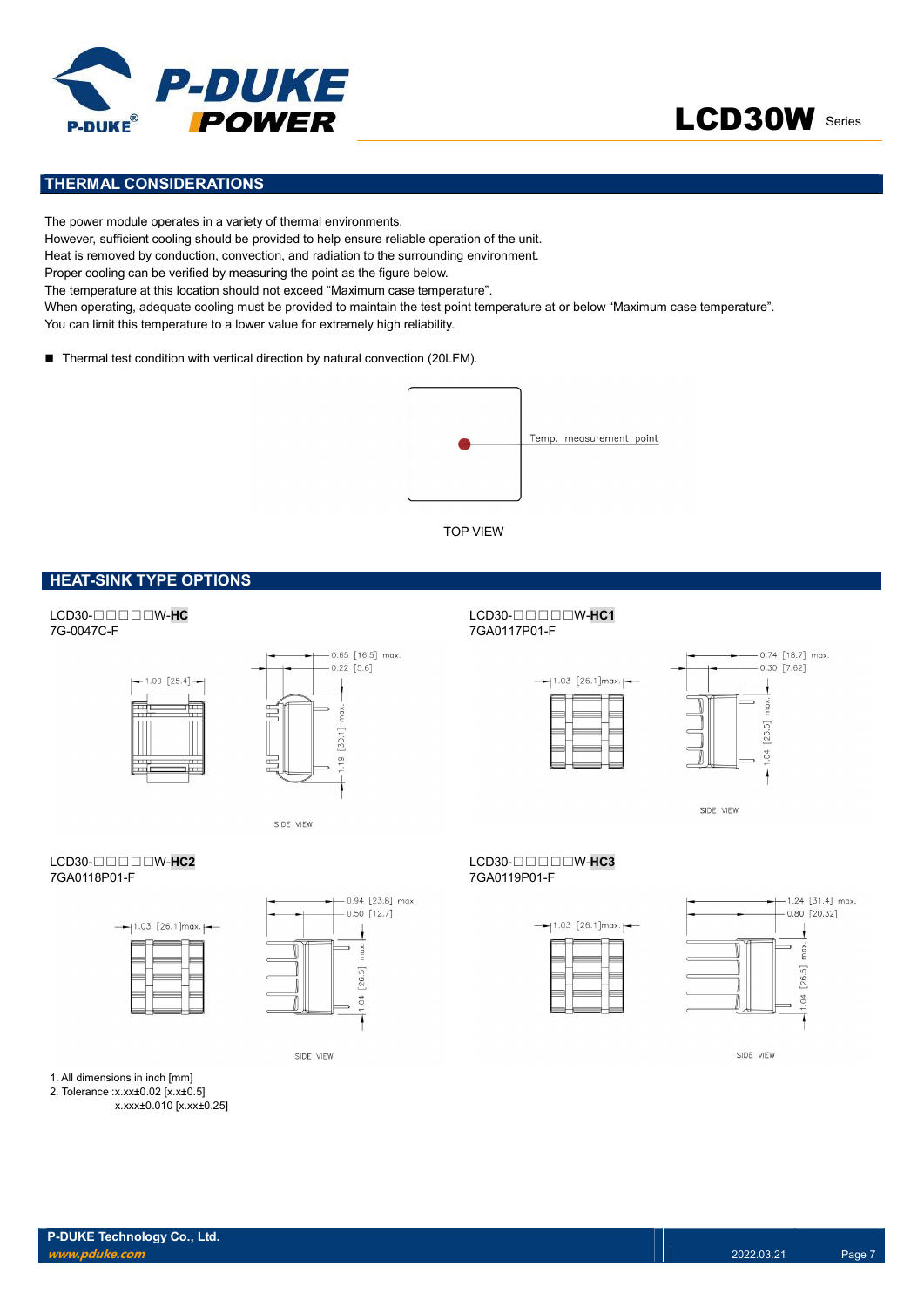## THERMAL CONSIDERATIONS

The power module operates in a variety of thermal environments.
However, sufficient cooling should be provided to help ensure reliable operation of the unit.
Heat is removed by conduction, convection, and radiation to the surrounding environment.
Proper cooling can be verified by measuring the point as the figure below.
The temperature at this location should not exceed "Maximum case temperature".
When operating, adequate cooling must be provided to maintain the test point temperature at or below "Maximum case temperature".
You can limit this temperature to a lower value for extremely high reliability.

- Thermal test condition with vertical direction by natural convection (20LFM).

Temp. measurement point

TOP VIEW

## HEAT-SINK TYPE OPTIONS

LCD30-□□□□□W-**HC**
7G-0047C-F

1.00 [25.4]
0.65 [16.5] max.
0.22 [5.6]
1.19 [30.1] max.
SIDE VIEW

LCD30-□□□□□W-**HC1**
7GA0117P01-F

1.03 [26.1]max.
0.74 [18.7] max.
0.30 [7.62]
1.04 [26.5] max.
SIDE VIEW

LCD30-□□□□□W-**HC2**
7GA0118P01-F

1.03 [26.1]max.
0.94 [23.8] max.
0.50 [12.7]
1.04 [26.5] max.
SIDE VIEW

LCD30-□□□□□W-**HC3**
7GA0119P01-F

1.03 [26.1]max.
1.24 [31.4] max.
0.80 [20.32]
1.04 [26.5] max.
SIDE VIEW

1. All dimensions in inch [mm]
2. Tolerance :x.xx±0.02 [x.x±0.5]
x.xxx±0.010 [x.xx±0.25]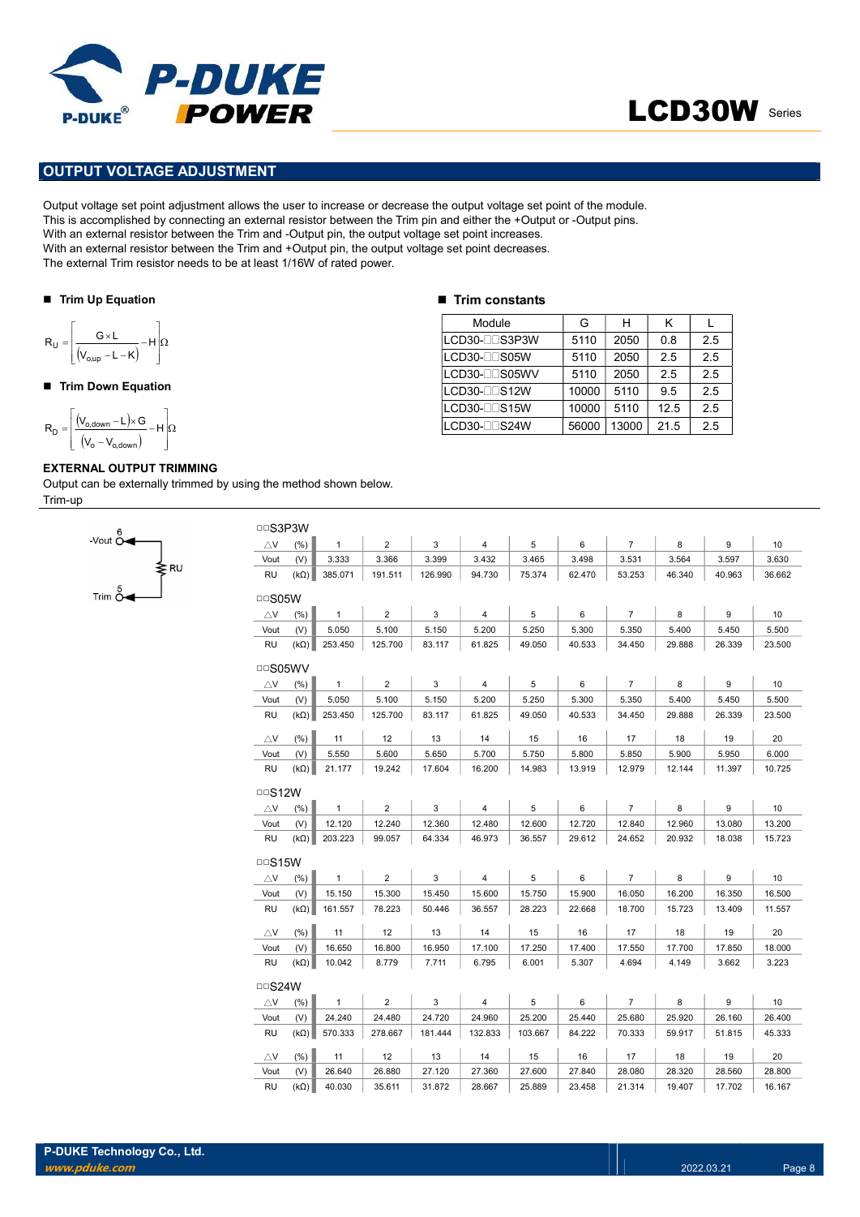## OUTPUT VOLTAGE ADJUSTMENT

Output voltage set point adjustment allows the user to increase or decrease the output voltage set point of the module.
This is accomplished by connecting an external resistor between the Trim pin and either the +Output or -Output pins.
With an external resistor between the Trim and -Output pin, the output voltage set point increases.
With an external resistor between the Trim and +Output pin, the output voltage set point decreases.
The external Trim resistor needs to be at least 1/16W of rated power.

### ■ Trim Up Equation

$$R_U = \left[\frac{G \times L}{(V_{o,up} - L - K)} - H\right]\Omega$$

### ■ Trim Down Equation

$$R_D = \left[\frac{(V_{o,down} - L) \times G}{(V_o - V_{o,down})} - H\right]\Omega$$

### ■ Trim constants

| Module | G | H | K | L |
|---|---|---|---|---|
| LCD30-□□S3P3W | 5110 | 2050 | 0.8 | 2.5 |
| LCD30-□□S05W | 5110 | 2050 | 2.5 | 2.5 |
| LCD30-□□S05WV | 5110 | 2050 | 2.5 | 2.5 |
| LCD30-□□S12W | 10000 | 5110 | 9.5 | 2.5 |
| LCD30-□□S15W | 10000 | 5110 | 12.5 | 2.5 |
| LCD30-□□S24W | 56000 | 13000 | 21.5 | 2.5 |

### EXTERNAL OUTPUT TRIMMING

Output can be externally trimmed by using the method shown below.

Trim-up

(Circuit: -Vout (pin 6) — RU — Trim (pin 5))

□□S3P3W

| △V (%) | 1 | 2 | 3 | 4 | 5 | 6 | 7 | 8 | 9 | 10 |
|---|---|---|---|---|---|---|---|---|---|---|
| Vout (V) | 3.333 | 3.366 | 3.399 | 3.432 | 3.465 | 3.498 | 3.531 | 3.564 | 3.597 | 3.630 |
| RU (kΩ) | 385.071 | 191.511 | 126.990 | 94.730 | 75.374 | 62.470 | 53.253 | 46.340 | 40.963 | 36.662 |

□□S05W

| △V (%) | 1 | 2 | 3 | 4 | 5 | 6 | 7 | 8 | 9 | 10 |
|---|---|---|---|---|---|---|---|---|---|---|
| Vout (V) | 5.050 | 5.100 | 5.150 | 5.200 | 5.250 | 5.300 | 5.350 | 5.400 | 5.450 | 5.500 |
| RU (kΩ) | 253.450 | 125.700 | 83.117 | 61.825 | 49.050 | 40.533 | 34.450 | 29.888 | 26.339 | 23.500 |

□□S05WV

| △V (%) | 1 | 2 | 3 | 4 | 5 | 6 | 7 | 8 | 9 | 10 |
|---|---|---|---|---|---|---|---|---|---|---|
| Vout (V) | 5.050 | 5.100 | 5.150 | 5.200 | 5.250 | 5.300 | 5.350 | 5.400 | 5.450 | 5.500 |
| RU (kΩ) | 253.450 | 125.700 | 83.117 | 61.825 | 49.050 | 40.533 | 34.450 | 29.888 | 26.339 | 23.500 |
| △V (%) | 11 | 12 | 13 | 14 | 15 | 16 | 17 | 18 | 19 | 20 |
| Vout (V) | 5.550 | 5.600 | 5.650 | 5.700 | 5.750 | 5.800 | 5.850 | 5.900 | 5.950 | 6.000 |
| RU (kΩ) | 21.177 | 19.242 | 17.604 | 16.200 | 14.983 | 13.919 | 12.979 | 12.144 | 11.397 | 10.725 |

□□S12W

| △V (%) | 1 | 2 | 3 | 4 | 5 | 6 | 7 | 8 | 9 | 10 |
|---|---|---|---|---|---|---|---|---|---|---|
| Vout (V) | 12.120 | 12.240 | 12.360 | 12.480 | 12.600 | 12.720 | 12.840 | 12.960 | 13.080 | 13.200 |
| RU (kΩ) | 203.223 | 99.057 | 64.334 | 46.973 | 36.557 | 29.612 | 24.652 | 20.932 | 18.038 | 15.723 |

□□S15W

| △V (%) | 1 | 2 | 3 | 4 | 5 | 6 | 7 | 8 | 9 | 10 |
|---|---|---|---|---|---|---|---|---|---|---|
| Vout (V) | 15.150 | 15.300 | 15.450 | 15.600 | 15.750 | 15.900 | 16.050 | 16.200 | 16.350 | 16.500 |
| RU (kΩ) | 161.557 | 78.223 | 50.446 | 36.557 | 28.223 | 22.668 | 18.700 | 15.723 | 13.409 | 11.557 |
| △V (%) | 11 | 12 | 13 | 14 | 15 | 16 | 17 | 18 | 19 | 20 |
| Vout (V) | 16.650 | 16.800 | 16.950 | 17.100 | 17.250 | 17.400 | 17.550 | 17.700 | 17.850 | 18.000 |
| RU (kΩ) | 10.042 | 8.779 | 7.711 | 6.795 | 6.001 | 5.307 | 4.694 | 4.149 | 3.662 | 3.223 |

□□S24W

| △V (%) | 1 | 2 | 3 | 4 | 5 | 6 | 7 | 8 | 9 | 10 |
|---|---|---|---|---|---|---|---|---|---|---|
| Vout (V) | 24.240 | 24.480 | 24.720 | 24.960 | 25.200 | 25.440 | 25.680 | 25.920 | 26.160 | 26.400 |
| RU (kΩ) | 570.333 | 278.667 | 181.444 | 132.833 | 103.667 | 84.222 | 70.333 | 59.917 | 51.815 | 45.333 |
| △V (%) | 11 | 12 | 13 | 14 | 15 | 16 | 17 | 18 | 19 | 20 |
| Vout (V) | 26.640 | 26.880 | 27.120 | 27.360 | 27.600 | 27.840 | 28.080 | 28.320 | 28.560 | 28.800 |
| RU (kΩ) | 40.030 | 35.611 | 31.872 | 28.667 | 25.889 | 23.458 | 21.314 | 19.407 | 17.702 | 16.167 |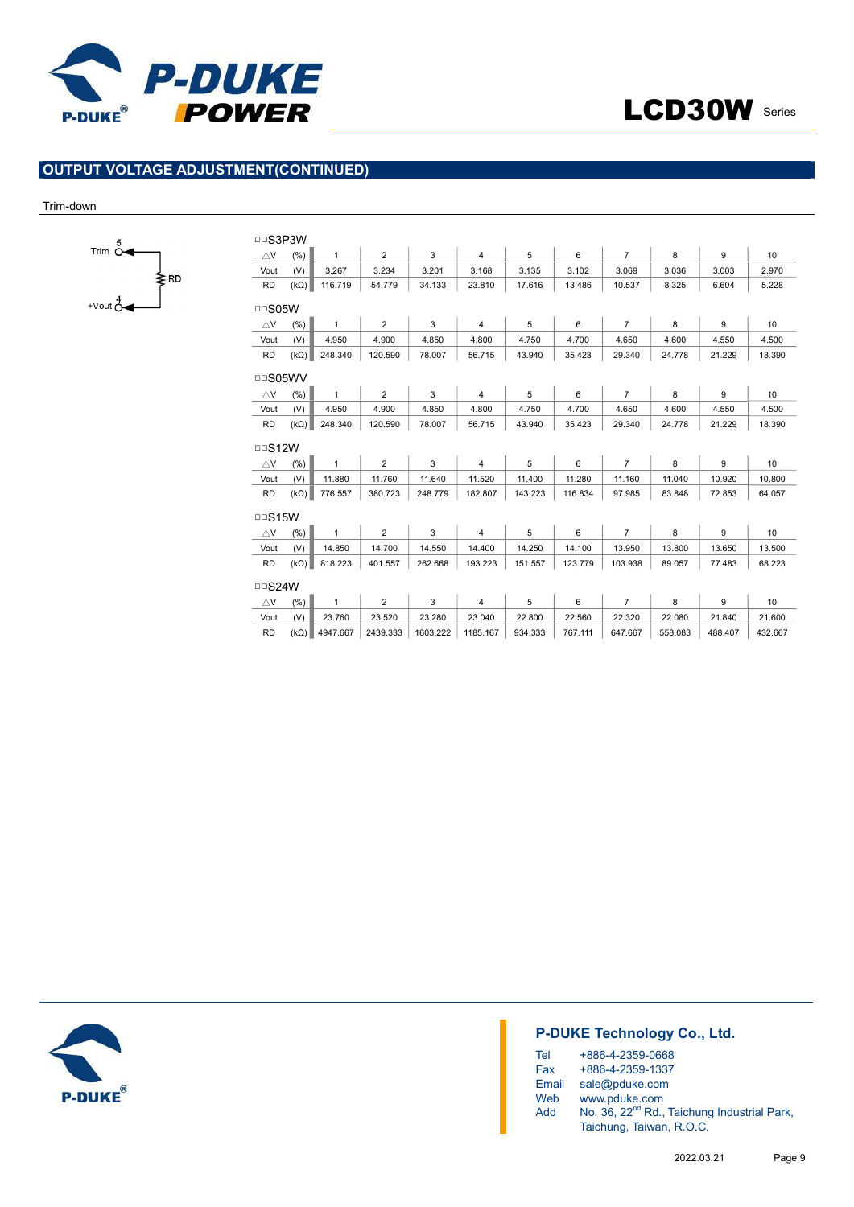## OUTPUT VOLTAGE ADJUSTMENT(CONTINUED)

Trim-down

Trim 5
RD
+Vout 4

□□S3P3W

| △V (%) | 1 | 2 | 3 | 4 | 5 | 6 | 7 | 8 | 9 | 10 |
|---|---|---|---|---|---|---|---|---|---|---|
| Vout (V) | 3.267 | 3.234 | 3.201 | 3.168 | 3.135 | 3.102 | 3.069 | 3.036 | 3.003 | 2.970 |
| RD (kΩ) | 116.719 | 54.779 | 34.133 | 23.810 | 17.616 | 13.486 | 10.537 | 8.325 | 6.604 | 5.228 |

□□S05W

| △V (%) | 1 | 2 | 3 | 4 | 5 | 6 | 7 | 8 | 9 | 10 |
|---|---|---|---|---|---|---|---|---|---|---|
| Vout (V) | 4.950 | 4.900 | 4.850 | 4.800 | 4.750 | 4.700 | 4.650 | 4.600 | 4.550 | 4.500 |
| RD (kΩ) | 248.340 | 120.590 | 78.007 | 56.715 | 43.940 | 35.423 | 29.340 | 24.778 | 21.229 | 18.390 |

□□S05WV

| △V (%) | 1 | 2 | 3 | 4 | 5 | 6 | 7 | 8 | 9 | 10 |
|---|---|---|---|---|---|---|---|---|---|---|
| Vout (V) | 4.950 | 4.900 | 4.850 | 4.800 | 4.750 | 4.700 | 4.650 | 4.600 | 4.550 | 4.500 |
| RD (kΩ) | 248.340 | 120.590 | 78.007 | 56.715 | 43.940 | 35.423 | 29.340 | 24.778 | 21.229 | 18.390 |

□□S12W

| △V (%) | 1 | 2 | 3 | 4 | 5 | 6 | 7 | 8 | 9 | 10 |
|---|---|---|---|---|---|---|---|---|---|---|
| Vout (V) | 11.880 | 11.760 | 11.640 | 11.520 | 11.400 | 11.280 | 11.160 | 11.040 | 10.920 | 10.800 |
| RD (kΩ) | 776.557 | 380.723 | 248.779 | 182.807 | 143.223 | 116.834 | 97.985 | 83.848 | 72.853 | 64.057 |

□□S15W

| △V (%) | 1 | 2 | 3 | 4 | 5 | 6 | 7 | 8 | 9 | 10 |
|---|---|---|---|---|---|---|---|---|---|---|
| Vout (V) | 14.850 | 14.700 | 14.550 | 14.400 | 14.250 | 14.100 | 13.950 | 13.800 | 13.650 | 13.500 |
| RD (kΩ) | 818.223 | 401.557 | 262.668 | 193.223 | 151.557 | 123.779 | 103.938 | 89.057 | 77.483 | 68.223 |

□□S24W

| △V (%) | 1 | 2 | 3 | 4 | 5 | 6 | 7 | 8 | 9 | 10 |
|---|---|---|---|---|---|---|---|---|---|---|
| Vout (V) | 23.760 | 23.520 | 23.280 | 23.040 | 22.800 | 22.560 | 22.320 | 22.080 | 21.840 | 21.600 |
| RD (kΩ) | 4947.667 | 2439.333 | 1603.222 | 1185.167 | 934.333 | 767.111 | 647.667 | 558.083 | 488.407 | 432.667 |

**P-DUKE Technology Co., Ltd.**

Tel +886-4-2359-0668
Fax +886-4-2359-1337
Email sale@pduke.com
Web www.pduke.com
Add No. 36, 22nd Rd., Taichung Industrial Park, Taichung, Taiwan, R.O.C.

2022.03.21